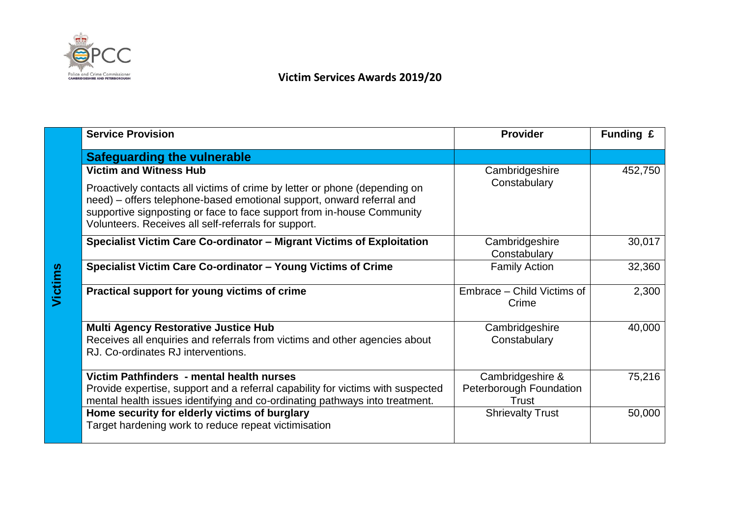# Victim Services Awards 2019/20

| | Service Provision | Provider | Funding £ |
|---|---|---|---|
| Victims | **Safeguarding the vulnerable** | | |
| | **Victim and Witness Hub**<br>Proactively contacts all victims of crime by letter or phone (depending on need) – offers telephone-based emotional support, onward referral and supportive signposting or face to face support from in-house Community Volunteers. Receives all self-referrals for support. | Cambridgeshire Constabulary | 452,750 |
| | **Specialist Victim Care Co-ordinator – Migrant Victims of Exploitation** | Cambridgeshire Constabulary | 30,017 |
| | **Specialist Victim Care Co-ordinator – Young Victims of Crime** | Family Action | 32,360 |
| | **Practical support for young victims of crime** | Embrace – Child Victims of Crime | 2,300 |
| | **Multi Agency Restorative Justice Hub**<br>Receives all enquiries and referrals from victims and other agencies about RJ. Co-ordinates RJ interventions. | Cambridgeshire Constabulary | 40,000 |
| | **Victim Pathfinders - mental health nurses**<br>Provide expertise, support and a referral capability for victims with suspected mental health issues identifying and co-ordinating pathways into treatment. | Cambridgeshire & Peterborough Foundation Trust | 75,216 |
| | **Home security for elderly victims of burglary**<br>Target hardening work to reduce repeat victimisation | Shrievalty Trust | 50,000 |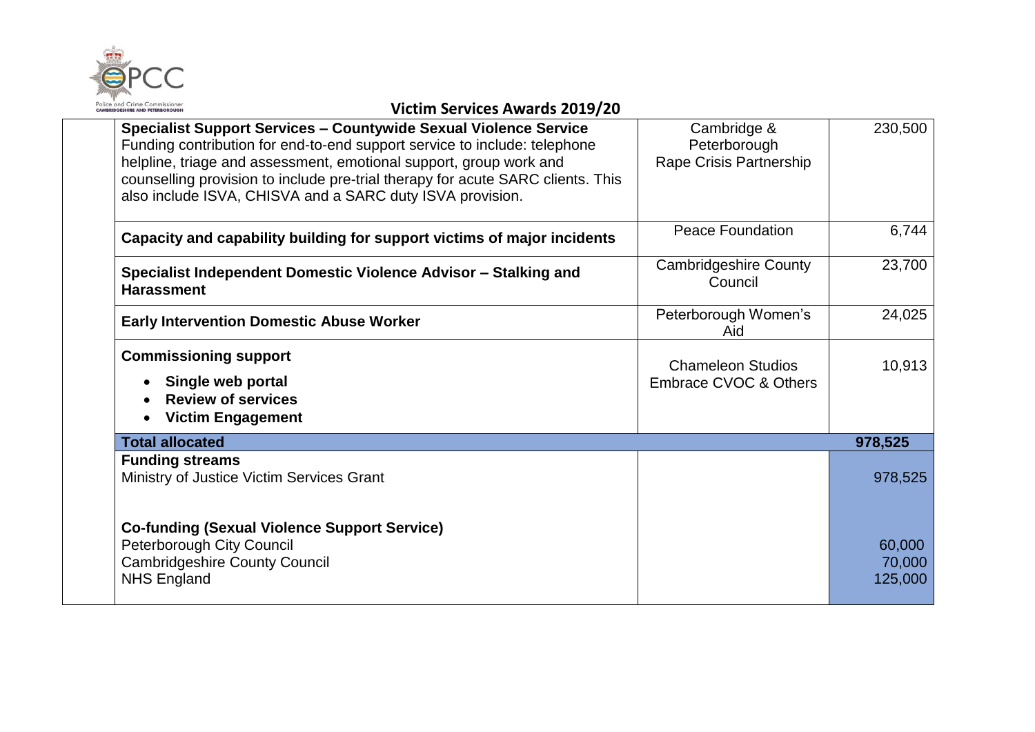## Victim Services Awards 2019/20

| | | | |
|---|---|---|---|
| | **Specialist Support Services – Countywide Sexual Violence Service** Funding contribution for end-to-end support service to include: telephone helpline, triage and assessment, emotional support, group work and counselling provision to include pre-trial therapy for acute SARC clients. This also include ISVA, CHISVA and a SARC duty ISVA provision. | Cambridge & Peterborough Rape Crisis Partnership | 230,500 |
| | **Capacity and capability building for support victims of major incidents** | Peace Foundation | 6,744 |
| | **Specialist Independent Domestic Violence Advisor – Stalking and Harassment** | Cambridgeshire County Council | 23,700 |
| | **Early Intervention Domestic Abuse Worker** | Peterborough Women's Aid | 24,025 |
| | **Commissioning support** <br>• **Single web portal** <br>• **Review of services** <br>• **Victim Engagement** | Chameleon Studios Embrace CVOC & Others | 10,913 |
| | **Total allocated** | | **978,525** |
| | **Funding streams** <br>Ministry of Justice Victim Services Grant <br><br>**Co-funding (Sexual Violence Support Service)** <br>Peterborough City Council <br>Cambridgeshire County Council <br>NHS England | | 978,525 <br><br><br>60,000 <br>70,000 <br>125,000 |